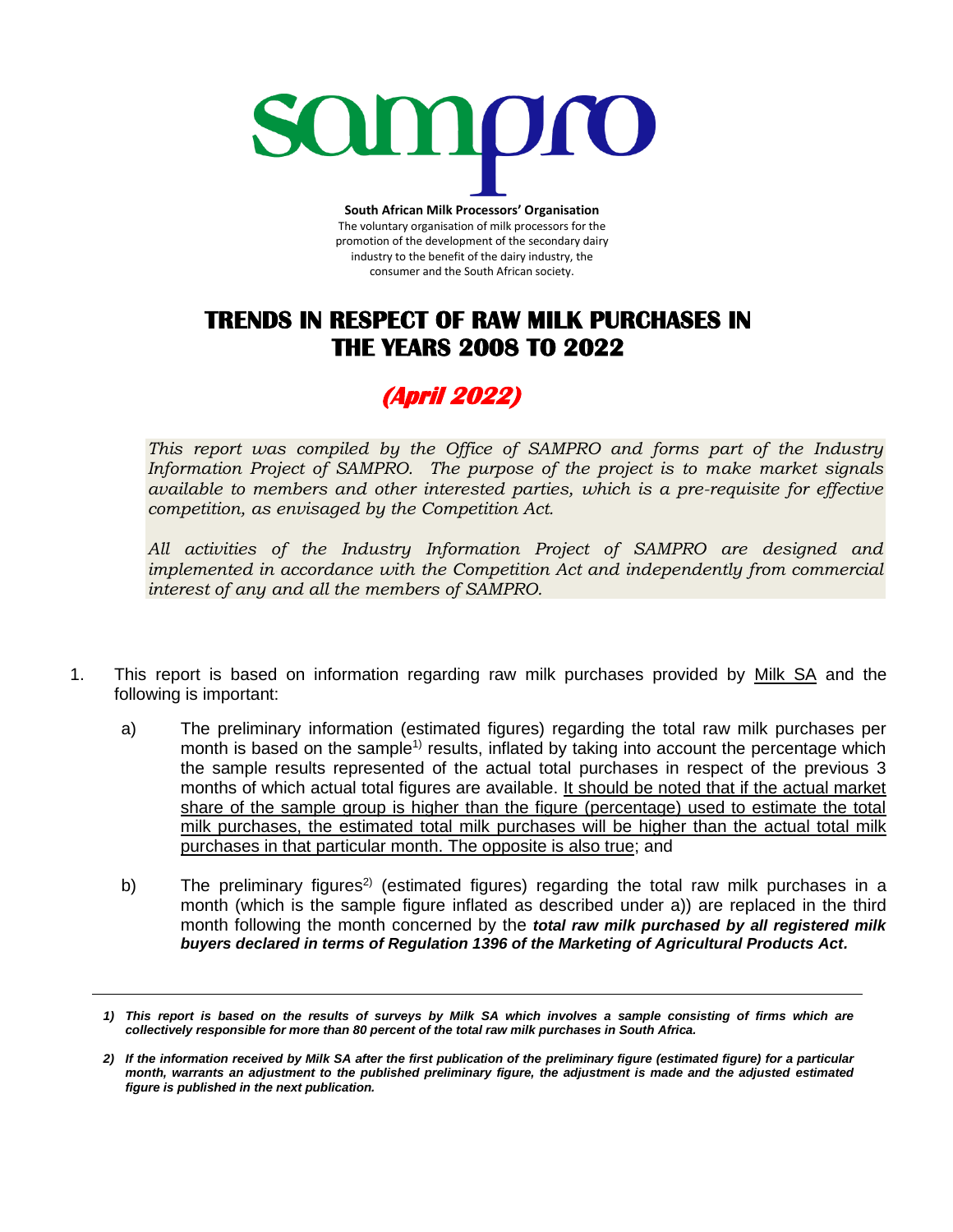**South African Milk Processors' Organisation**
The voluntary organisation of milk processors for the promotion of the development of the secondary dairy industry to the benefit of the dairy industry, the consumer and the South African society.

# TRENDS IN RESPECT OF RAW MILK PURCHASES IN THE YEARS 2008 TO 2022

## *(April 2022)*

*This report was compiled by the Office of SAMPRO and forms part of the Industry Information Project of SAMPRO. The purpose of the project is to make market signals available to members and other interested parties, which is a pre-requisite for effective competition, as envisaged by the Competition Act.*

*All activities of the Industry Information Project of SAMPRO are designed and implemented in accordance with the Competition Act and independently from commercial interest of any and all the members of SAMPRO.*

1. This report is based on information regarding raw milk purchases provided by Milk SA and the following is important:

   a) The preliminary information (estimated figures) regarding the total raw milk purchases per month is based on the sample[1)] results, inflated by taking into account the percentage which the sample results represented of the actual total purchases in respect of the previous 3 months of which actual total figures are available. It should be noted that if the actual market share of the sample group is higher than the figure (percentage) used to estimate the total milk purchases, the estimated total milk purchases will be higher than the actual total milk purchases in that particular month. The opposite is also true; and

   b) The preliminary figures[2)] (estimated figures) regarding the total raw milk purchases in a month (which is the sample figure inflated as described under a)) are replaced in the third month following the month concerned by the ***total raw milk purchased by all registered milk buyers declared in terms of Regulation 1396 of the Marketing of Agricultural Products Act.***

---

***1) This report is based on the results of surveys by Milk SA which involves a sample consisting of firms which are collectively responsible for more than 80 percent of the total raw milk purchases in South Africa.***

***2) If the information received by Milk SA after the first publication of the preliminary figure (estimated figure) for a particular month, warrants an adjustment to the published preliminary figure, the adjustment is made and the adjusted estimated figure is published in the next publication.***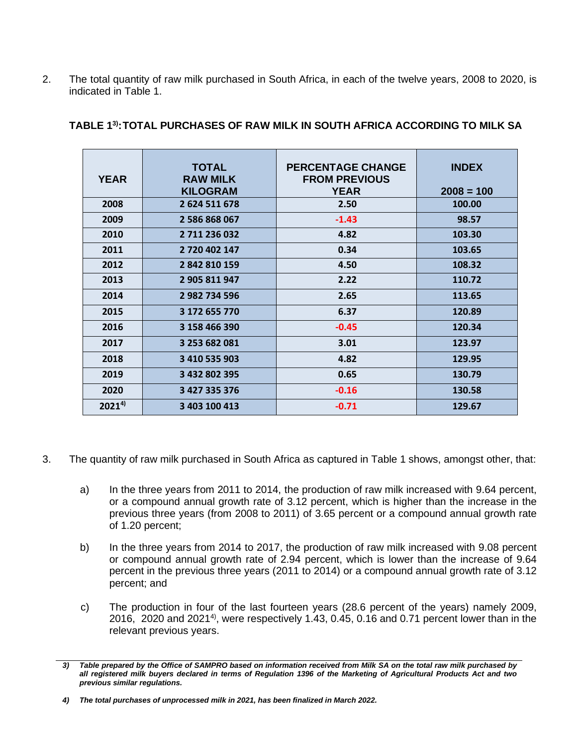2. The total quantity of raw milk purchased in South Africa, in each of the twelve years, 2008 to 2020, is indicated in Table 1.

**TABLE 1[3]: TOTAL PURCHASES OF RAW MILK IN SOUTH AFRICA ACCORDING TO MILK SA**

| YEAR | TOTAL RAW MILK KILOGRAM | PERCENTAGE CHANGE FROM PREVIOUS YEAR | INDEX 2008 = 100 |
|---|---|---|---|
| 2008 | 2 624 511 678 | 2.50 | 100.00 |
| 2009 | 2 586 868 067 | -1.43 | 98.57 |
| 2010 | 2 711 236 032 | 4.82 | 103.30 |
| 2011 | 2 720 402 147 | 0.34 | 103.65 |
| 2012 | 2 842 810 159 | 4.50 | 108.32 |
| 2013 | 2 905 811 947 | 2.22 | 110.72 |
| 2014 | 2 982 734 596 | 2.65 | 113.65 |
| 2015 | 3 172 655 770 | 6.37 | 120.89 |
| 2016 | 3 158 466 390 | -0.45 | 120.34 |
| 2017 | 3 253 682 081 | 3.01 | 123.97 |
| 2018 | 3 410 535 903 | 4.82 | 129.95 |
| 2019 | 3 432 802 395 | 0.65 | 130.79 |
| 2020 | 3 427 335 376 | -0.16 | 130.58 |
| 2021[4] | 3 403 100 413 | -0.71 | 129.67 |

3. The quantity of raw milk purchased in South Africa as captured in Table 1 shows, amongst other, that:

   a) In the three years from 2011 to 2014, the production of raw milk increased with 9.64 percent, or a compound annual growth rate of 3.12 percent, which is higher than the increase in the previous three years (from 2008 to 2011) of 3.65 percent or a compound annual growth rate of 1.20 percent;

   b) In the three years from 2014 to 2017, the production of raw milk increased with 9.08 percent or compound annual growth rate of 2.94 percent, which is lower than the increase of 9.64 percent in the previous three years (2011 to 2014) or a compound annual growth rate of 3.12 percent; and

   c) The production in four of the last fourteen years (28.6 percent of the years) namely 2009, 2016, 2020 and 2021[4], were respectively 1.43, 0.45, 0.16 and 0.71 percent lower than in the relevant previous years.

---

*3) Table prepared by the Office of SAMPRO based on information received from Milk SA on the total raw milk purchased by all registered milk buyers declared in terms of Regulation 1396 of the Marketing of Agricultural Products Act and two previous similar regulations.*

*4) The total purchases of unprocessed milk in 2021, has been finalized in March 2022.*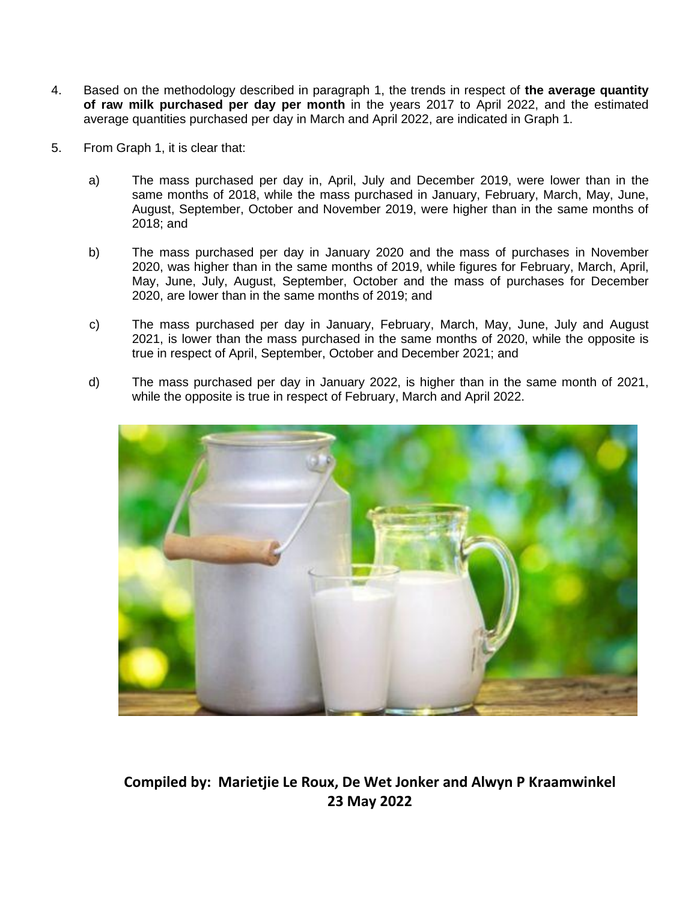4. Based on the methodology described in paragraph 1, the trends in respect of **the average quantity of raw milk purchased per day per month** in the years 2017 to April 2022, and the estimated average quantities purchased per day in March and April 2022, are indicated in Graph 1.

5. From Graph 1, it is clear that:

   a) The mass purchased per day in, April, July and December 2019, were lower than in the same months of 2018, while the mass purchased in January, February, March, May, June, August, September, October and November 2019, were higher than in the same months of 2018; and

   b) The mass purchased per day in January 2020 and the mass of purchases in November 2020, was higher than in the same months of 2019, while figures for February, March, April, May, June, July, August, September, October and the mass of purchases for December 2020, are lower than in the same months of 2019; and

   c) The mass purchased per day in January, February, March, May, June, July and August 2021, is lower than the mass purchased in the same months of 2020, while the opposite is true in respect of April, September, October and December 2021; and

   d) The mass purchased per day in January 2022, is higher than in the same month of 2021, while the opposite is true in respect of February, March and April 2022.

**Compiled by: Marietjie Le Roux, De Wet Jonker and Alwyn P Kraamwinkel**
**23 May 2022**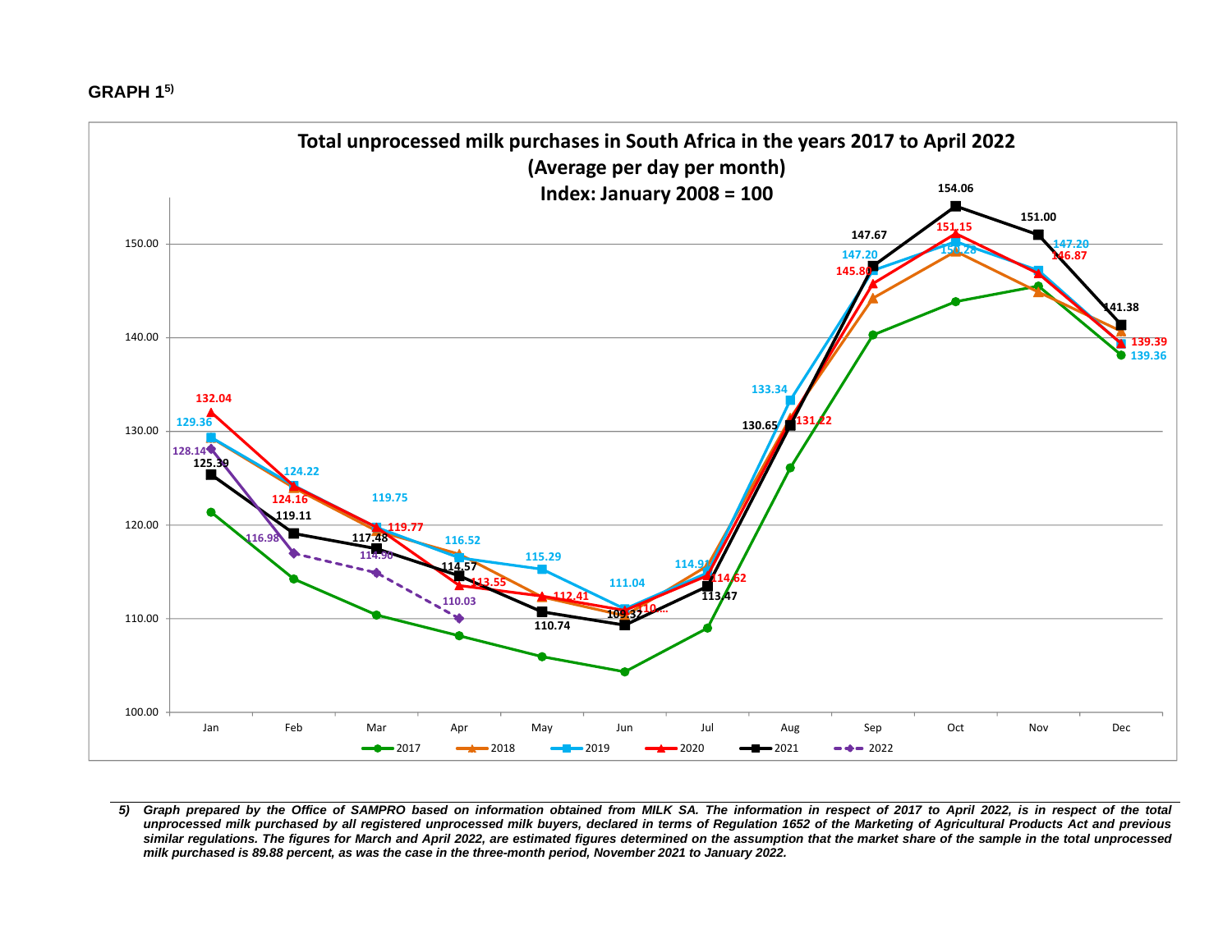**GRAPH 1[5)]**

Total unprocessed milk purchases in South Africa in the years 2017 to April 2022
(Average per day per month)
Index: January 2008 = 100

150.00
140.00
130.00
120.00
110.00
100.00

Jan Feb Mar Apr May Jun Jul Aug Sep Oct Nov Dec

132.04
129.36
128.14
125.39
124.22
124.16
119.11
116.98
119.75
119.77
117.48
114.90
116.52
114.57
113.55
110.03
115.29
112.41
110.74
111.04
109.32
110....
114.91
114.62
113.47
133.34
130.65
131.22
147.67
147.20
145.80
154.06
151.15
150.28
151.00
147.20
146.87
141.38
139.39
139.36

2017 2018 2019 2020 2021 2022

---

*5) Graph prepared by the Office of SAMPRO based on information obtained from MILK SA. The information in respect of 2017 to April 2022, is in respect of the total unprocessed milk purchased by all registered unprocessed milk buyers, declared in terms of Regulation 1652 of the Marketing of Agricultural Products Act and previous similar regulations. The figures for March and April 2022, are estimated figures determined on the assumption that the market share of the sample in the total unprocessed milk purchased is 89.88 percent, as was the case in the three-month period, November 2021 to January 2022.*